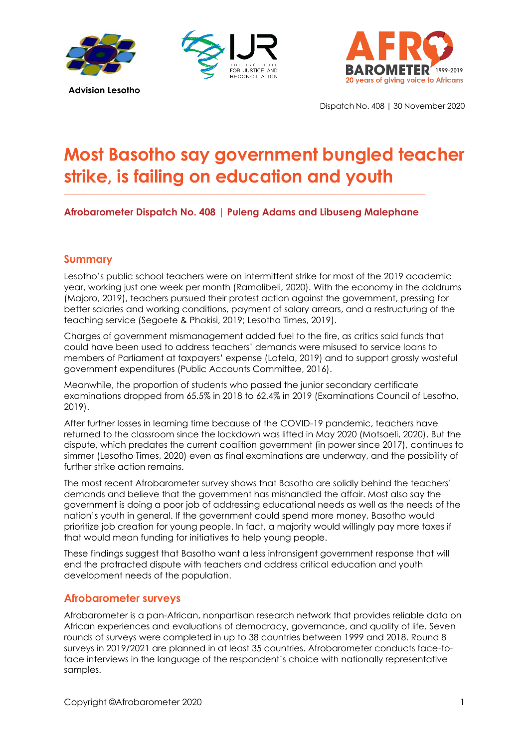Advision Lesotho

Dispatch No. 408 | 30 November 2020

# Most Basotho say government bungled teacher strike, is failing on education and youth

**Afrobarometer Dispatch No. 408 | Puleng Adams and Libuseng Malephane**

## Summary

Lesotho's public school teachers were on intermittent strike for most of the 2019 academic year, working just one week per month (Ramolibeli, 2020). With the economy in the doldrums (Majoro, 2019), teachers pursued their protest action against the government, pressing for better salaries and working conditions, payment of salary arrears, and a restructuring of the teaching service (Segoete & Phakisi, 2019; Lesotho Times, 2019).

Charges of government mismanagement added fuel to the fire, as critics said funds that could have been used to address teachers' demands were misused to service loans to members of Parliament at taxpayers' expense (Latela, 2019) and to support grossly wasteful government expenditures (Public Accounts Committee, 2016).

Meanwhile, the proportion of students who passed the junior secondary certificate examinations dropped from 65.5% in 2018 to 62.4% in 2019 (Examinations Council of Lesotho, 2019).

After further losses in learning time because of the COVID-19 pandemic, teachers have returned to the classroom since the lockdown was lifted in May 2020 (Motsoeli, 2020). But the dispute, which predates the current coalition government (in power since 2017), continues to simmer (Lesotho Times, 2020) even as final examinations are underway, and the possibility of further strike action remains.

The most recent Afrobarometer survey shows that Basotho are solidly behind the teachers' demands and believe that the government has mishandled the affair. Most also say the government is doing a poor job of addressing educational needs as well as the needs of the nation's youth in general. If the government could spend more money, Basotho would prioritize job creation for young people. In fact, a majority would willingly pay more taxes if that would mean funding for initiatives to help young people.

These findings suggest that Basotho want a less intransigent government response that will end the protracted dispute with teachers and address critical education and youth development needs of the population.

## Afrobarometer surveys

Afrobarometer is a pan-African, nonpartisan research network that provides reliable data on African experiences and evaluations of democracy, governance, and quality of life. Seven rounds of surveys were completed in up to 38 countries between 1999 and 2018. Round 8 surveys in 2019/2021 are planned in at least 35 countries. Afrobarometer conducts face-to-face interviews in the language of the respondent's choice with nationally representative samples.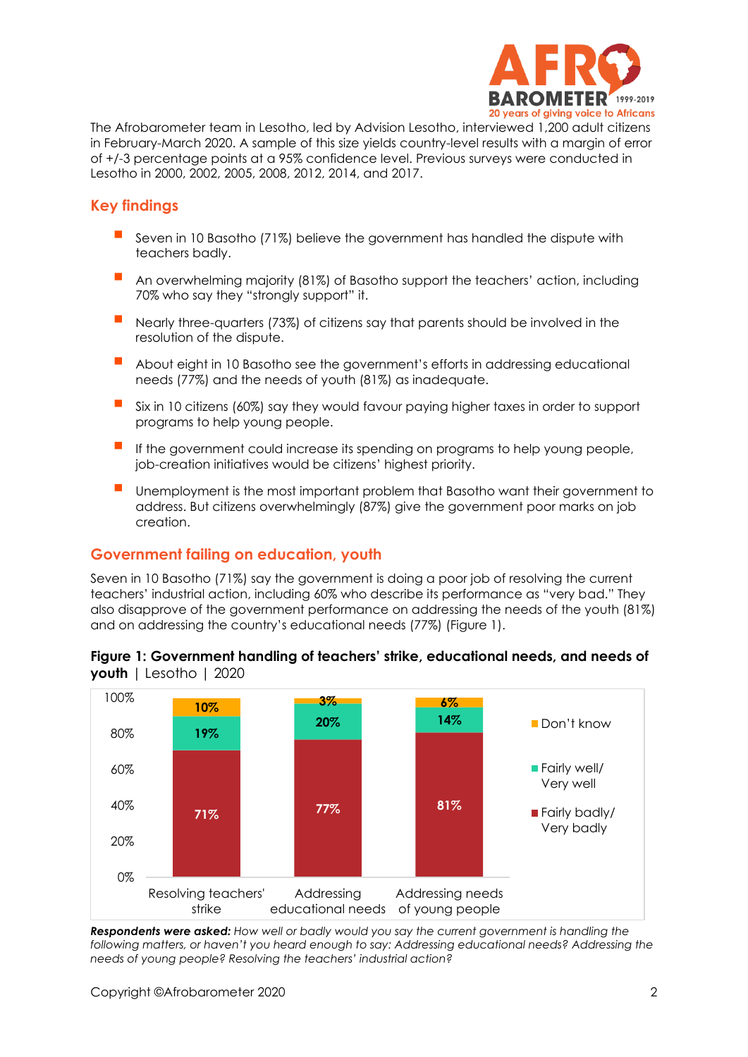The Afrobarometer team in Lesotho, led by Advision Lesotho, interviewed 1,200 adult citizens in February-March 2020. A sample of this size yields country-level results with a margin of error of +/-3 percentage points at a 95% confidence level. Previous surveys were conducted in Lesotho in 2000, 2002, 2005, 2008, 2012, 2014, and 2017.

## Key findings

- Seven in 10 Basotho (71%) believe the government has handled the dispute with teachers badly.
- An overwhelming majority (81%) of Basotho support the teachers' action, including 70% who say they "strongly support" it.
- Nearly three-quarters (73%) of citizens say that parents should be involved in the resolution of the dispute.
- About eight in 10 Basotho see the government's efforts in addressing educational needs (77%) and the needs of youth (81%) as inadequate.
- Six in 10 citizens (60%) say they would favour paying higher taxes in order to support programs to help young people.
- If the government could increase its spending on programs to help young people, job-creation initiatives would be citizens' highest priority.
- Unemployment is the most important problem that Basotho want their government to address. But citizens overwhelmingly (87%) give the government poor marks on job creation.

## Government failing on education, youth

Seven in 10 Basotho (71%) say the government is doing a poor job of resolving the current teachers' industrial action, including 60% who describe its performance as "very bad." They also disapprove of the government performance on addressing the needs of the youth (81%) and on addressing the country's educational needs (77%) (Figure 1).

**Figure 1: Government handling of teachers' strike, educational needs, and needs of youth** | Lesotho | 2020

| | Resolving teachers' strike | Addressing educational needs | Addressing needs of young people |
|---|---|---|---|
| Don't know | 10% | 3% | 6% |
| Fairly well/ Very well | 19% | 20% | 14% |
| Fairly badly/ Very badly | 71% | 77% | 81% |

***Respondents were asked:*** *How well or badly would you say the current government is handling the following matters, or haven't you heard enough to say: Addressing educational needs? Addressing the needs of young people? Resolving the teachers' industrial action?*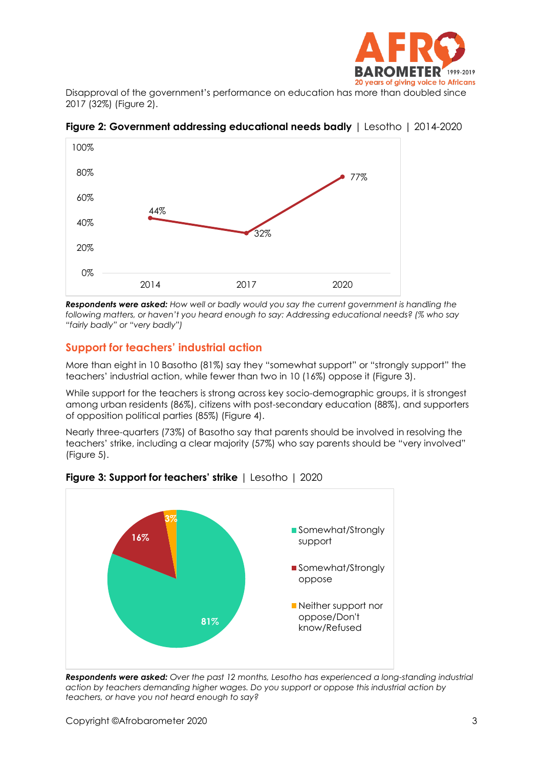Disapproval of the government's performance on education has more than doubled since 2017 (32%) (Figure 2).

**Figure 2: Government addressing educational needs badly** | Lesotho | 2014-2020

| Year | % |
|---|---|
| 2014 | 44% |
| 2017 | 32% |
| 2020 | 77% |

***Respondents were asked:*** *How well or badly would you say the current government is handling the following matters, or haven't you heard enough to say: Addressing educational needs? (% who say "fairly badly" or "very badly")*

## Support for teachers' industrial action

More than eight in 10 Basotho (81%) say they "somewhat support" or "strongly support" the teachers' industrial action, while fewer than two in 10 (16%) oppose it (Figure 3).

While support for the teachers is strong across key socio-demographic groups, it is strongest among urban residents (86%), citizens with post-secondary education (88%), and supporters of opposition political parties (85%) (Figure 4).

Nearly three-quarters (73%) of Basotho say that parents should be involved in resolving the teachers' strike, including a clear majority (57%) who say parents should be "very involved" (Figure 5).

**Figure 3: Support for teachers' strike** | Lesotho | 2020

| Response | % |
|---|---|
| Somewhat/Strongly support | 81% |
| Somewhat/Strongly oppose | 16% |
| Neither support nor oppose/Don't know/Refused | 3% |

***Respondents were asked:*** *Over the past 12 months, Lesotho has experienced a long-standing industrial action by teachers demanding higher wages. Do you support or oppose this industrial action by teachers, or have you not heard enough to say?*

Copyright ©Afrobarometer 2020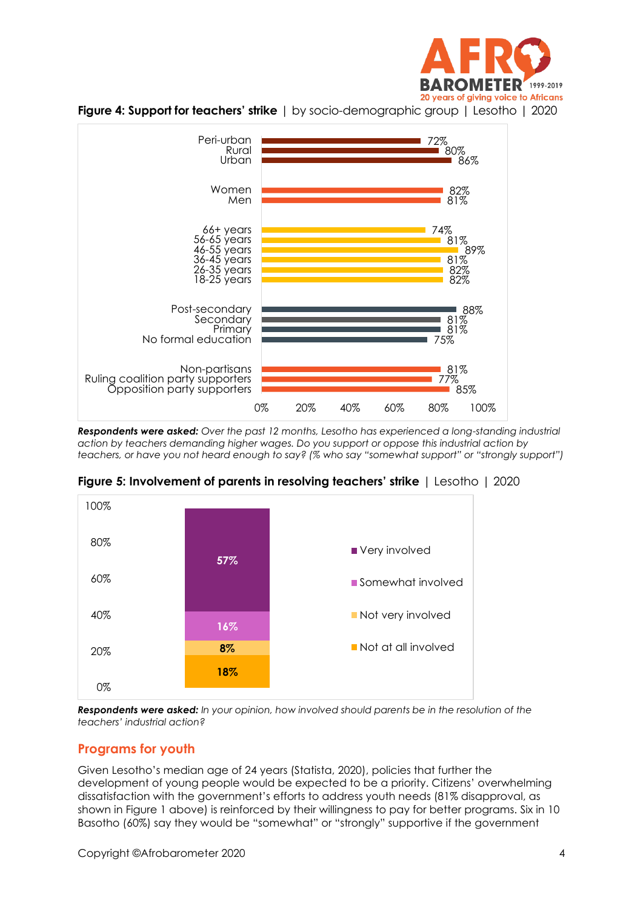**Figure 4: Support for teachers' strike** | by socio-demographic group | Lesotho | 2020

| Group | % |
|---|---|
| Peri-urban | 72% |
| Rural | 80% |
| Urban | 86% |
| Women | 82% |
| Men | 81% |
| 66+ years | 74% |
| 56-65 years | 81% |
| 46-55 years | 89% |
| 36-45 years | 81% |
| 26-35 years | 82% |
| 18-25 years | 82% |
| Post-secondary | 88% |
| Secondary | 81% |
| Primary | 81% |
| No formal education | 75% |
| Non-partisans | 81% |
| Ruling coalition party supporters | 77% |
| Opposition party supporters | 85% |

***Respondents were asked:*** *Over the past 12 months, Lesotho has experienced a long-standing industrial action by teachers demanding higher wages. Do you support or oppose this industrial action by teachers, or have you not heard enough to say? (% who say "somewhat support" or "strongly support")*

**Figure 5: Involvement of parents in resolving teachers' strike** | Lesotho | 2020

| Response | % |
|---|---|
| Very involved | 57% |
| Somewhat involved | 16% |
| Not very involved | 8% |
| Not at all involved | 18% |

***Respondents were asked:*** *In your opinion, how involved should parents be in the resolution of the teachers' industrial action?*

## Programs for youth

Given Lesotho's median age of 24 years (Statista, 2020), policies that further the development of young people would be expected to be a priority. Citizens' overwhelming dissatisfaction with the government's efforts to address youth needs (81% disapproval, as shown in Figure 1 above) is reinforced by their willingness to pay for better programs. Six in 10 Basotho (60%) say they would be "somewhat" or "strongly" supportive if the government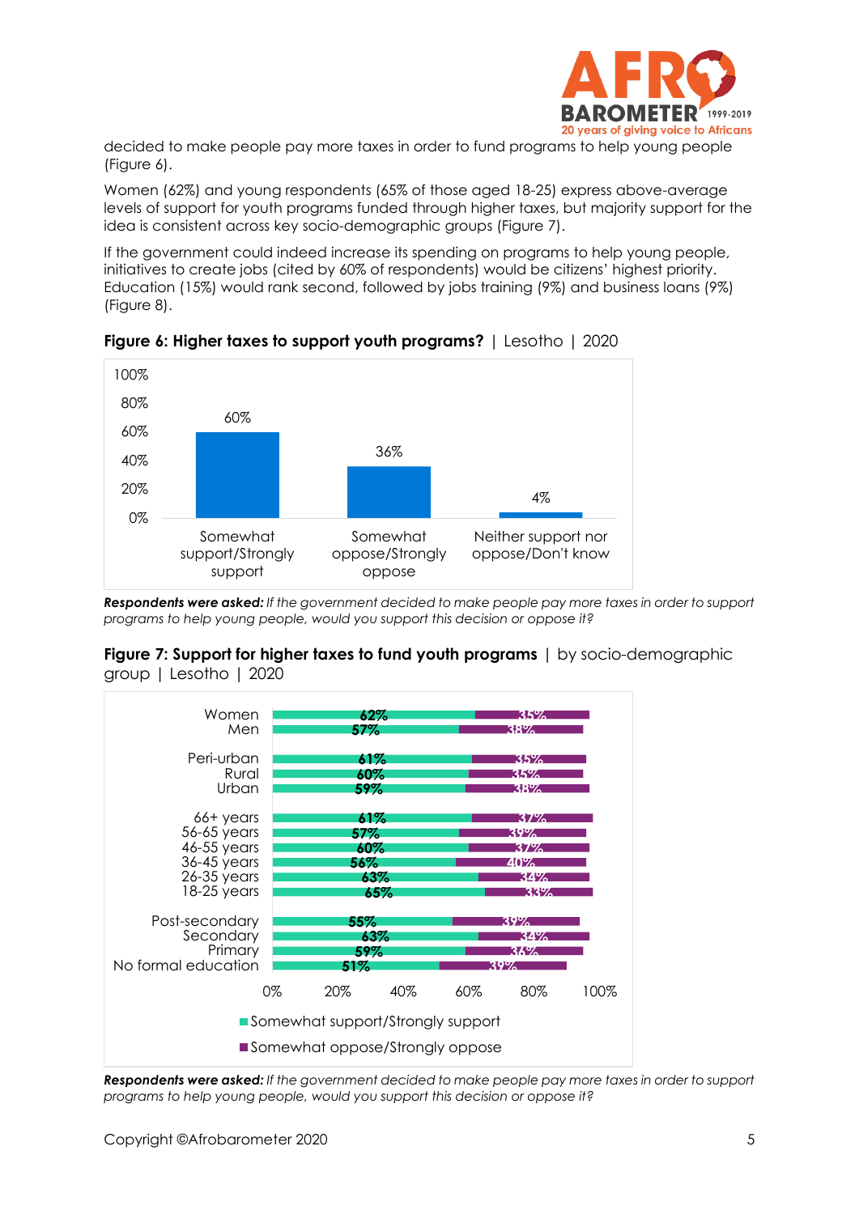decided to make people pay more taxes in order to fund programs to help young people (Figure 6).

Women (62%) and young respondents (65% of those aged 18-25) express above-average levels of support for youth programs funded through higher taxes, but majority support for the idea is consistent across key socio-demographic groups (Figure 7).

If the government could indeed increase its spending on programs to help young people, initiatives to create jobs (cited by 60% of respondents) would be citizens' highest priority. Education (15%) would rank second, followed by jobs training (9%) and business loans (9%) (Figure 8).

**Figure 6: Higher taxes to support youth programs?** | Lesotho | 2020

| Response | % |
|---|---|
| Somewhat support/Strongly support | 60% |
| Somewhat oppose/Strongly oppose | 36% |
| Neither support nor oppose/Don't know | 4% |

***Respondents were asked:*** *If the government decided to make people pay more taxes in order to support programs to help young people, would you support this decision or oppose it?*

**Figure 7: Support for higher taxes to fund youth programs** | by socio-demographic group | Lesotho | 2020

| Group | Somewhat support/Strongly support | Somewhat oppose/Strongly oppose |
|---|---|---|
| Women | 62% | 35% |
| Men | 57% | 38% |
| Peri-urban | 61% | 35% |
| Rural | 60% | 35% |
| Urban | 59% | 38% |
| 66+ years | 61% | 37% |
| 56-65 years | 57% | 39% |
| 46-55 years | 60% | 37% |
| 36-45 years | 56% | 40% |
| 26-35 years | 63% | 34% |
| 18-25 years | 65% | 33% |
| Post-secondary | 55% | 39% |
| Secondary | 63% | 34% |
| Primary | 59% | 36% |
| No formal education | 51% | 39% |

***Respondents were asked:*** *If the government decided to make people pay more taxes in order to support programs to help young people, would you support this decision or oppose it?*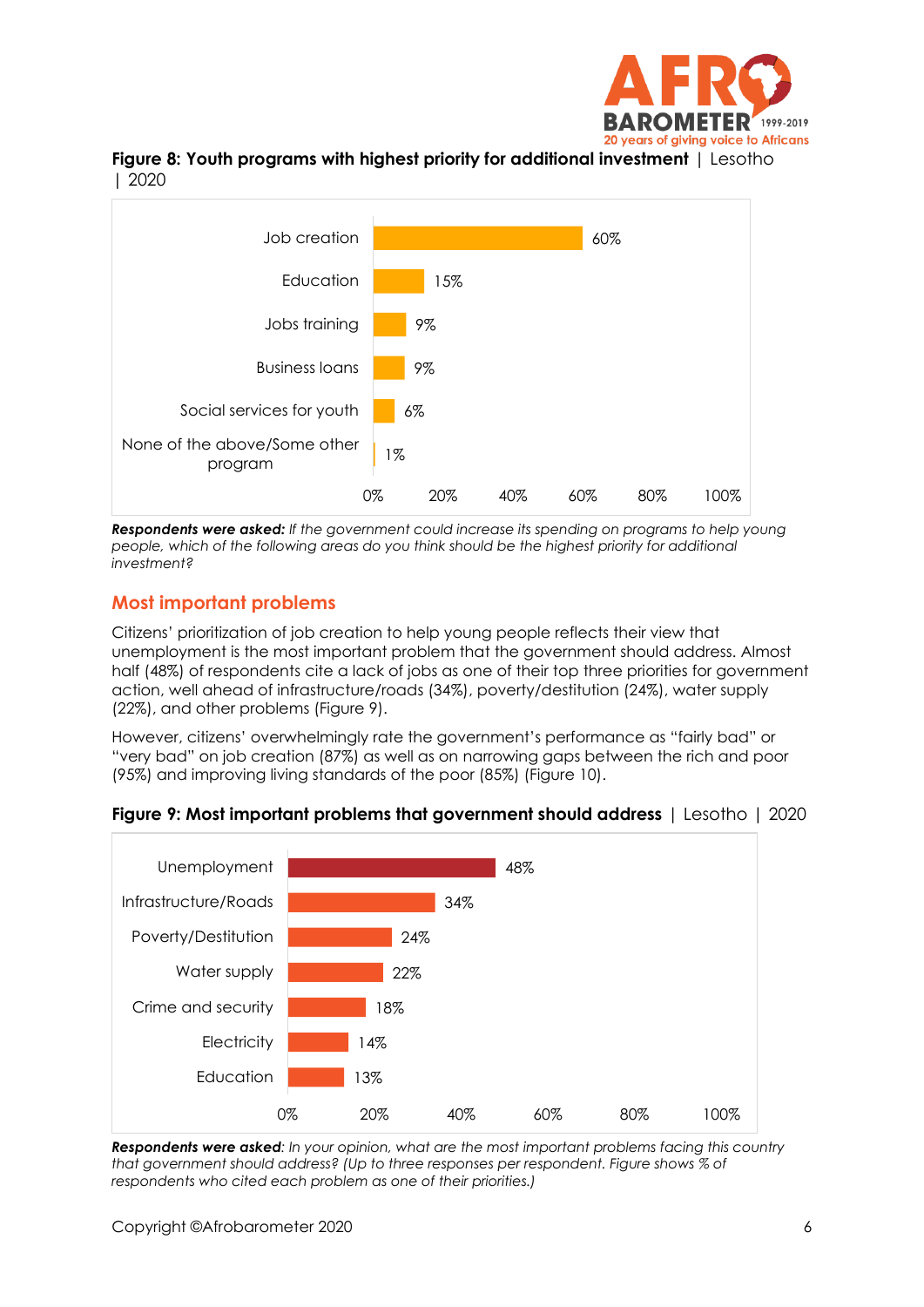**Figure 8: Youth programs with highest priority for additional investment** | Lesotho | 2020

| Program | % |
|---|---|
| Job creation | 60% |
| Education | 15% |
| Jobs training | 9% |
| Business loans | 9% |
| Social services for youth | 6% |
| None of the above/Some other program | 1% |

***Respondents were asked:*** *If the government could increase its spending on programs to help young people, which of the following areas do you think should be the highest priority for additional investment?*

## Most important problems

Citizens' prioritization of job creation to help young people reflects their view that unemployment is the most important problem that the government should address. Almost half (48%) of respondents cite a lack of jobs as one of their top three priorities for government action, well ahead of infrastructure/roads (34%), poverty/destitution (24%), water supply (22%), and other problems (Figure 9).

However, citizens' overwhelmingly rate the government's performance as "fairly bad" or "very bad" on job creation (87%) as well as on narrowing gaps between the rich and poor (95%) and improving living standards of the poor (85%) (Figure 10).

**Figure 9: Most important problems that government should address** | Lesotho | 2020

| Problem | % |
|---|---|
| Unemployment | 48% |
| Infrastructure/Roads | 34% |
| Poverty/Destitution | 24% |
| Water supply | 22% |
| Crime and security | 18% |
| Electricity | 14% |
| Education | 13% |

***Respondents were asked****: In your opinion, what are the most important problems facing this country that government should address? (Up to three responses per respondent. Figure shows % of respondents who cited each problem as one of their priorities.)*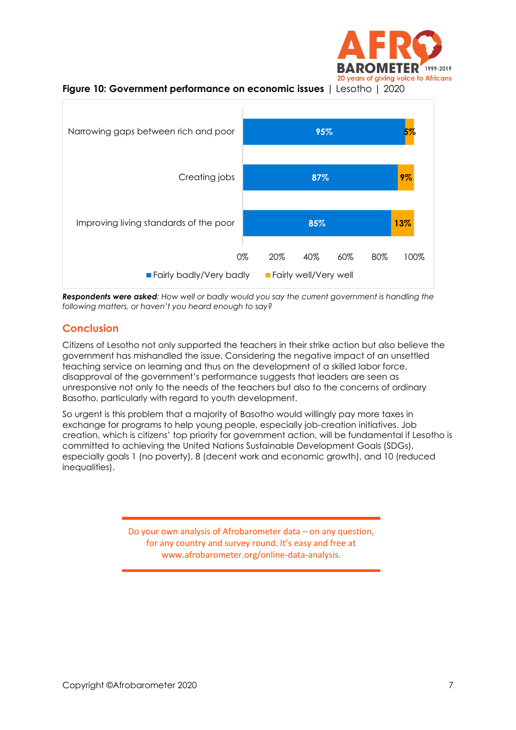**Figure 10: Government performance on economic issues** | Lesotho | 2020

| | Fairly badly/Very badly | Fairly well/Very well |
|---|---|---|
| Narrowing gaps between rich and poor | 95% | 5% |
| Creating jobs | 87% | 9% |
| Improving living standards of the poor | 85% | 13% |

***Respondents were asked****: How well or badly would you say the current government is handling the following matters, or haven't you heard enough to say?*

## Conclusion

Citizens of Lesotho not only supported the teachers in their strike action but also believe the government has mishandled the issue. Considering the negative impact of an unsettled teaching service on learning and thus on the development of a skilled labor force, disapproval of the government's performance suggests that leaders are seen as unresponsive not only to the needs of the teachers but also to the concerns of ordinary Basotho, particularly with regard to youth development.

So urgent is this problem that a majority of Basotho would willingly pay more taxes in exchange for programs to help young people, especially job-creation initiatives. Job creation, which is citizens' top priority for government action, will be fundamental if Lesotho is committed to achieving the United Nations Sustainable Development Goals (SDGs), especially goals 1 (no poverty), 8 (decent work and economic growth), and 10 (reduced inequalities).

Do your own analysis of Afrobarometer data – on any question, for any country and survey round. It's easy and free at www.afrobarometer.org/online-data-analysis.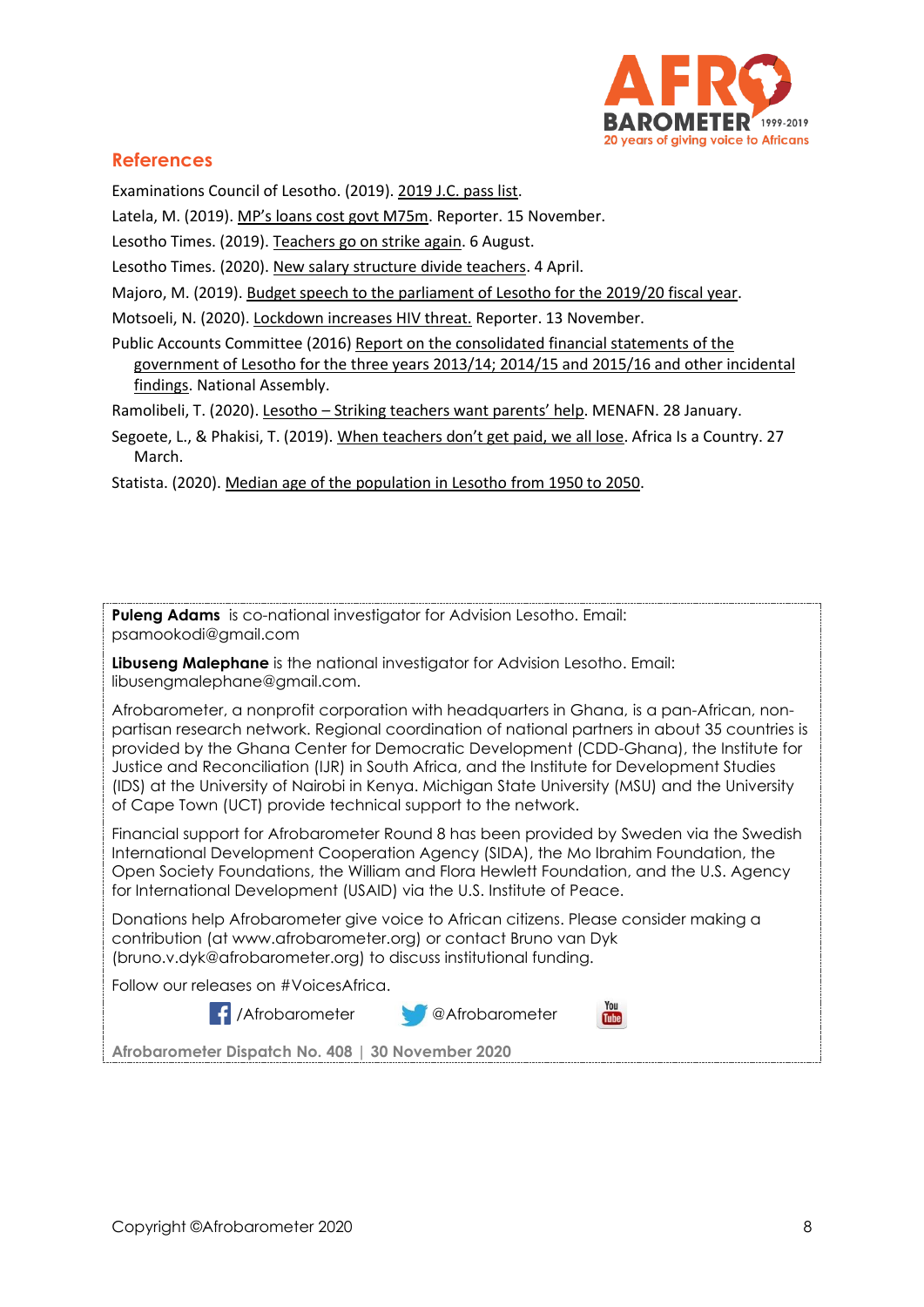## References

Examinations Council of Lesotho. (2019). 2019 J.C. pass list.

Latela, M. (2019). MP's loans cost govt M75m. Reporter. 15 November.

Lesotho Times. (2019). Teachers go on strike again. 6 August.

Lesotho Times. (2020). New salary structure divide teachers. 4 April.

Majoro, M. (2019). Budget speech to the parliament of Lesotho for the 2019/20 fiscal year.

Motsoeli, N. (2020). Lockdown increases HIV threat. Reporter. 13 November.

Public Accounts Committee (2016) Report on the consolidated financial statements of the government of Lesotho for the three years 2013/14; 2014/15 and 2015/16 and other incidental findings. National Assembly.

Ramolibeli, T. (2020). Lesotho – Striking teachers want parents' help. MENAFN. 28 January.

Segoete, L., & Phakisi, T. (2019). When teachers don't get paid, we all lose. Africa Is a Country. 27 March.

Statista. (2020). Median age of the population in Lesotho from 1950 to 2050.

---

**Puleng Adams** is co-national investigator for Advision Lesotho. Email: psamookodi@gmail.com

**Libuseng Malephane** is the national investigator for Advision Lesotho. Email: libusengmalephane@gmail.com.

Afrobarometer, a nonprofit corporation with headquarters in Ghana, is a pan-African, non-partisan research network. Regional coordination of national partners in about 35 countries is provided by the Ghana Center for Democratic Development (CDD-Ghana), the Institute for Justice and Reconciliation (IJR) in South Africa, and the Institute for Development Studies (IDS) at the University of Nairobi in Kenya. Michigan State University (MSU) and the University of Cape Town (UCT) provide technical support to the network.

Financial support for Afrobarometer Round 8 has been provided by Sweden via the Swedish International Development Cooperation Agency (SIDA), the Mo Ibrahim Foundation, the Open Society Foundations, the William and Flora Hewlett Foundation, and the U.S. Agency for International Development (USAID) via the U.S. Institute of Peace.

Donations help Afrobarometer give voice to African citizens. Please consider making a contribution (at www.afrobarometer.org) or contact Bruno van Dyk (bruno.v.dyk@afrobarometer.org) to discuss institutional funding.

Follow our releases on #VoicesAfrica.

/Afrobarometer @Afrobarometer

**Afrobarometer Dispatch No. 408 | 30 November 2020**